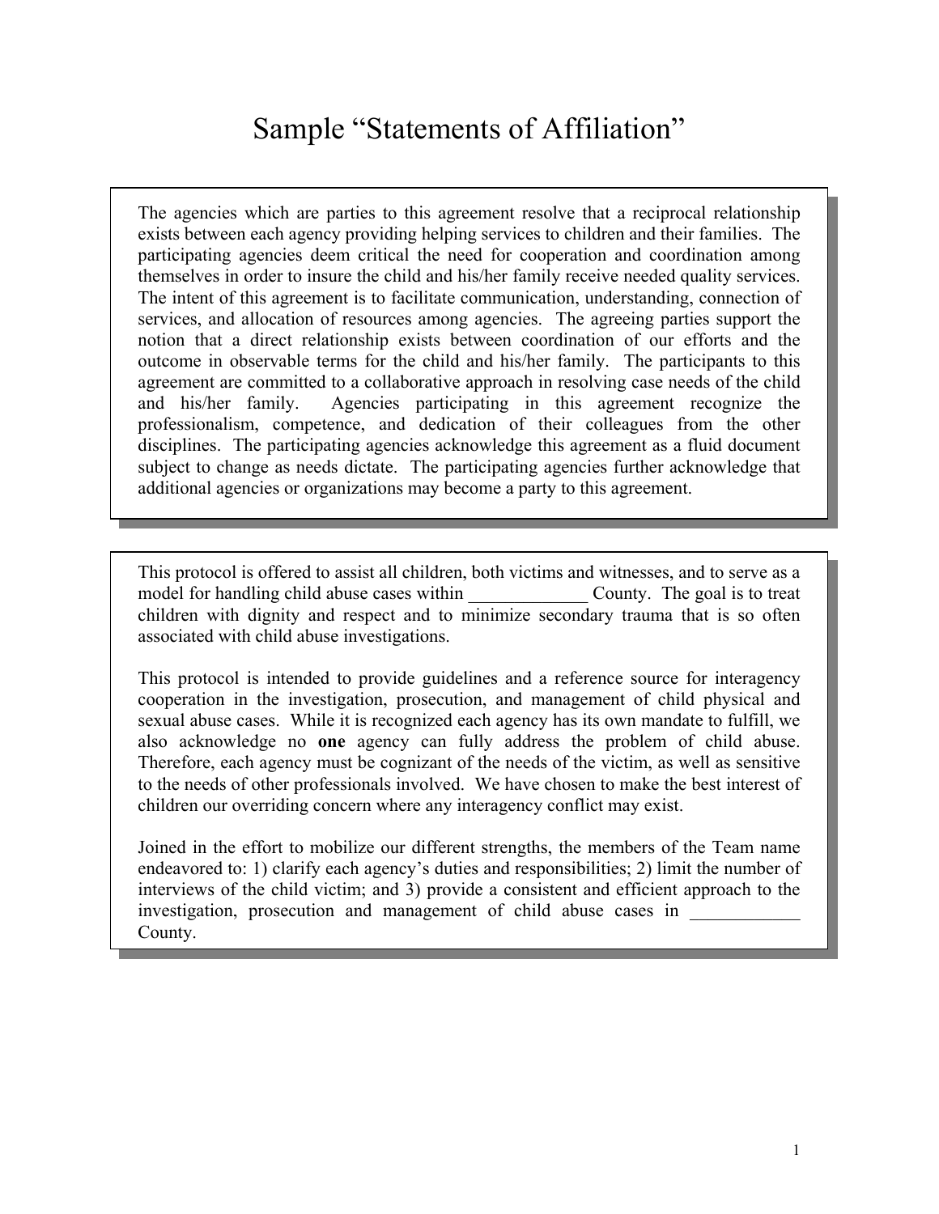# Sample "Statements of Affiliation"

The agencies which are parties to this agreement resolve that a reciprocal relationship exists between each agency providing helping services to children and their families. The participating agencies deem critical the need for cooperation and coordination among themselves in order to insure the child and his/her family receive needed quality services. The intent of this agreement is to facilitate communication, understanding, connection of services, and allocation of resources among agencies. The agreeing parties support the notion that a direct relationship exists between coordination of our efforts and the outcome in observable terms for the child and his/her family. The participants to this agreement are committed to a collaborative approach in resolving case needs of the child and his/her family. Agencies participating in this agreement recognize the professionalism, competence, and dedication of their colleagues from the other disciplines. The participating agencies acknowledge this agreement as a fluid document subject to change as needs dictate. The participating agencies further acknowledge that additional agencies or organizations may become a party to this agreement.

---

This protocol is offered to assist all children, both victims and witnesses, and to serve as a model for handling child abuse cases within _____________ County. The goal is to treat children with dignity and respect and to minimize secondary trauma that is so often associated with child abuse investigations.

This protocol is intended to provide guidelines and a reference source for interagency cooperation in the investigation, prosecution, and management of child physical and sexual abuse cases. While it is recognized each agency has its own mandate to fulfill, we also acknowledge no **one** agency can fully address the problem of child abuse. Therefore, each agency must be cognizant of the needs of the victim, as well as sensitive to the needs of other professionals involved. We have chosen to make the best interest of children our overriding concern where any interagency conflict may exist.

Joined in the effort to mobilize our different strengths, the members of the Team name endeavored to: 1) clarify each agency's duties and responsibilities; 2) limit the number of interviews of the child victim; and 3) provide a consistent and efficient approach to the investigation, prosecution and management of child abuse cases in ____________ County.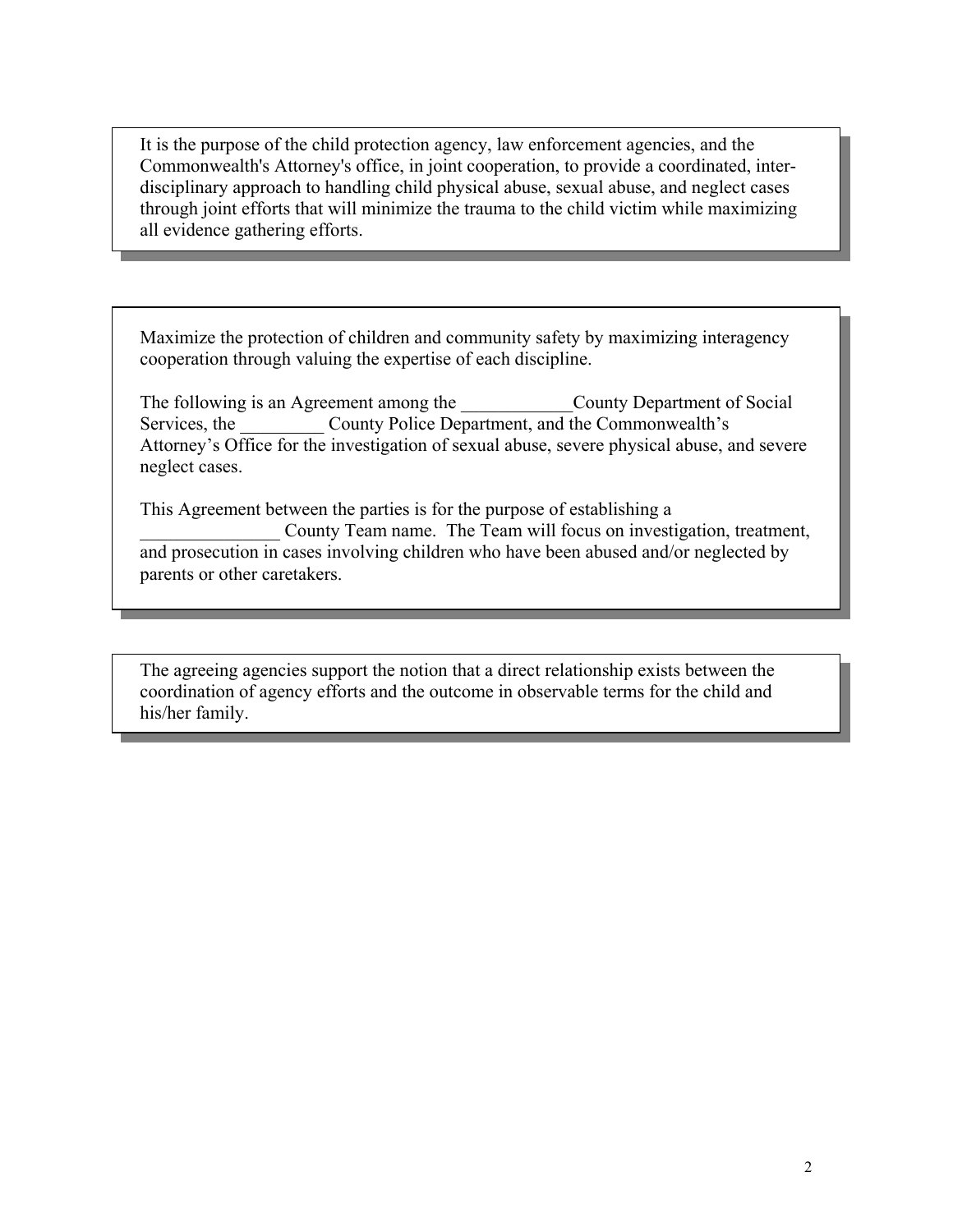It is the purpose of the child protection agency, law enforcement agencies, and the Commonwealth's Attorney's office, in joint cooperation, to provide a coordinated, inter-disciplinary approach to handling child physical abuse, sexual abuse, and neglect cases through joint efforts that will minimize the trauma to the child victim while maximizing all evidence gathering efforts.

Maximize the protection of children and community safety by maximizing interagency cooperation through valuing the expertise of each discipline.

The following is an Agreement among the ____________County Department of Social Services, the _________ County Police Department, and the Commonwealth's Attorney's Office for the investigation of sexual abuse, severe physical abuse, and severe neglect cases.

This Agreement between the parties is for the purpose of establishing a _______________ County Team name. The Team will focus on investigation, treatment, and prosecution in cases involving children who have been abused and/or neglected by parents or other caretakers.

The agreeing agencies support the notion that a direct relationship exists between the coordination of agency efforts and the outcome in observable terms for the child and his/her family.